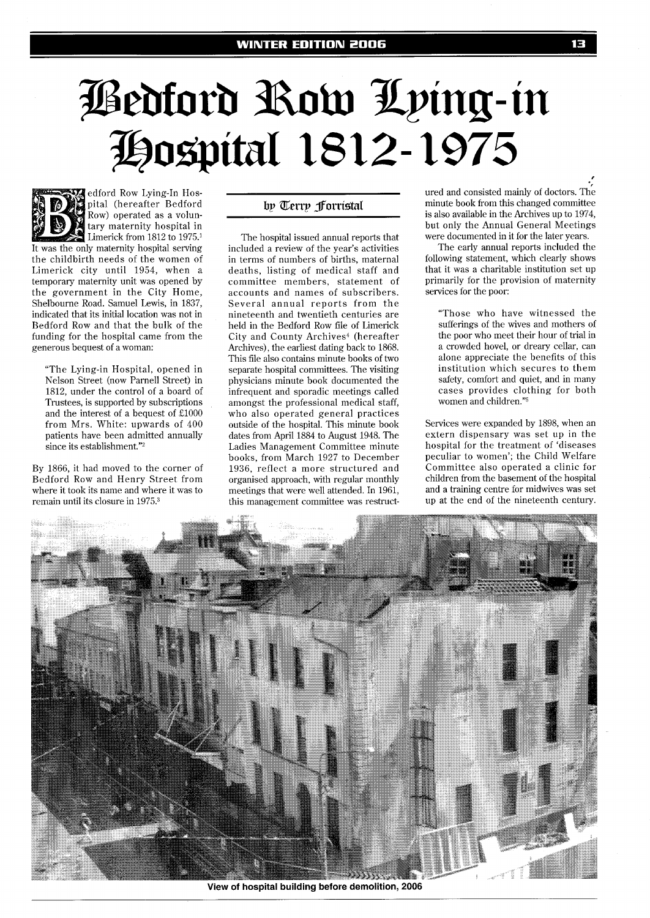# Bedford Row Lying-in Hospital 1812-1975

by Terry Forristal

Bedford Row Lying-In Hospital (hereafter Bedford Row) operated as a voluntary maternity hospital in Limerick from 1812 to 1975.[1] It was the only maternity hospital serving the childbirth needs of the women of Limerick city until 1954, when a temporary maternity unit was opened by the government in the City Home, Shelbourne Road. Samuel Lewis, in 1837, indicated that its initial location was not in Bedford Row and that the bulk of the funding for the hospital came from the generous bequest of a woman:

> "The Lying-in Hospital, opened in Nelson Street (now Parnell Street) in 1812, under the control of a board of Trustees, is supported by subscriptions and the interest of a bequest of £1000 from Mrs. White: upwards of 400 patients have been admitted annually since its establishment."[2]

By 1866, it had moved to the corner of Bedford Row and Henry Street from where it took its name and where it was to remain until its closure in 1975.[3]

The hospital issued annual reports that included a review of the year's activities in terms of numbers of births, maternal deaths, listing of medical staff and committee members, statement of accounts and names of subscribers. Several annual reports from the nineteenth and twentieth centuries are held in the Bedford Row file of Limerick City and County Archives[4] (hereafter Archives), the earliest dating back to 1868. This file also contains minute books of two separate hospital committees. The visiting physicians minute book documented the infrequent and sporadic meetings called amongst the professional medical staff, who also operated general practices outside of the hospital. This minute book dates from April 1884 to August 1948. The Ladies Management Committee minute books, from March 1927 to December 1936, reflect a more structured and organised approach, with regular monthly meetings that were well attended. In 1961, this management committee was restructured and consisted mainly of doctors. The minute book from this changed committee is also available in the Archives up to 1974, but only the Annual General Meetings were documented in it for the later years.

The early annual reports included the following statement, which clearly shows that it was a charitable institution set up primarily for the provision of maternity services for the poor:

> "Those who have witnessed the sufferings of the wives and mothers of the poor who meet their hour of trial in a crowded hovel, or dreary cellar, can alone appreciate the benefits of this institution which secures to them safety, comfort and quiet, and in many cases provides clothing for both women and children."[5]

Services were expanded by 1898, when an extern dispensary was set up in the hospital for the treatment of 'diseases peculiar to women'; the Child Welfare Committee also operated a clinic for children from the basement of the hospital and a training centre for midwives was set up at the end of the nineteenth century.

View of hospital building before demolition, 2006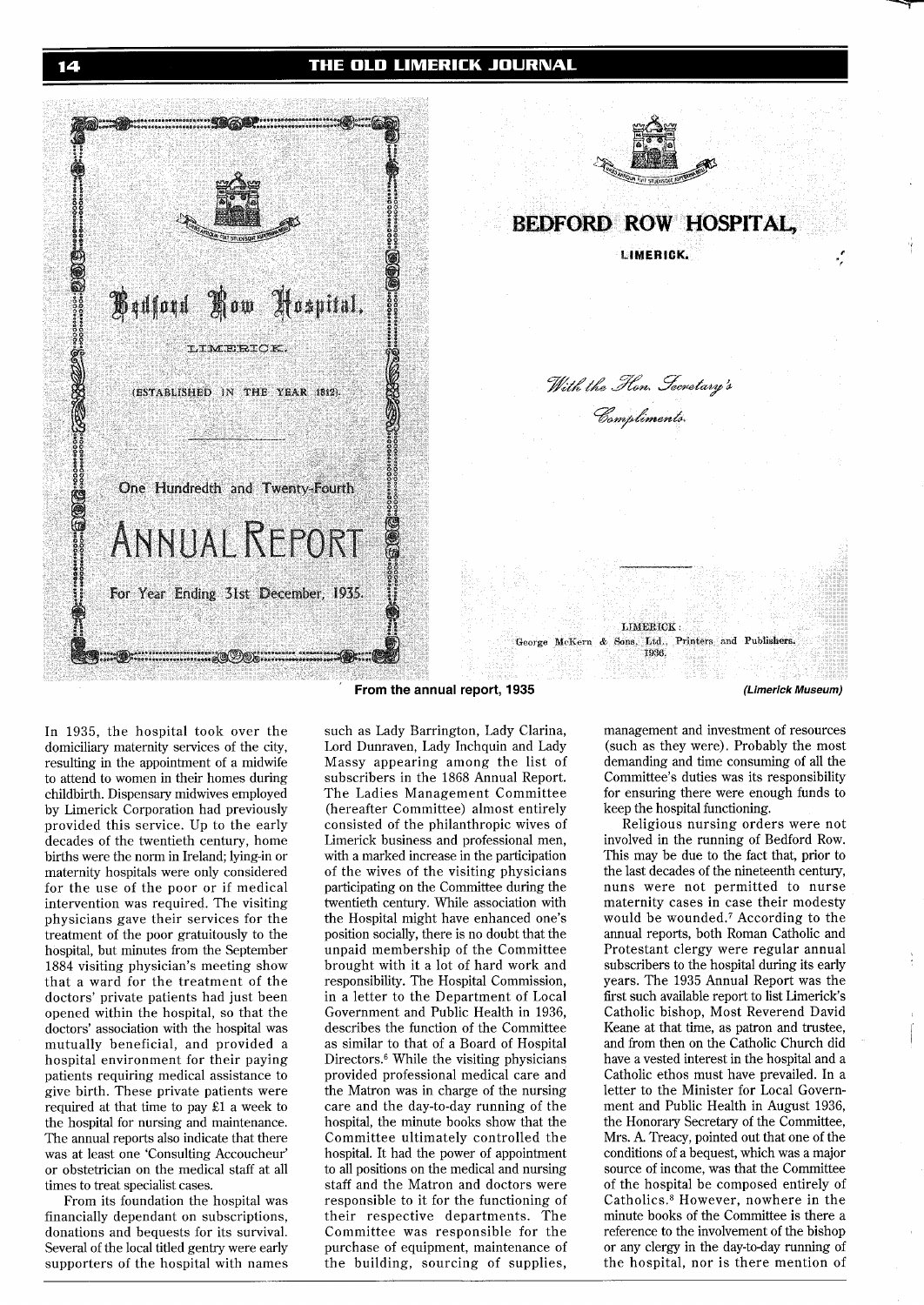Bedford Row Hospital,

LIMERICK.

(ESTABLISHED IN THE YEAR 1812).

One Hundredth and Twenty-Fourth

ANNUAL REPORT

For Year Ending 31st December, 1935.

BEDFORD ROW HOSPITAL,

LIMERICK.

*With the Hon. Secretary's Compliments.*

LIMERICK:
George McKern & Sons, Ltd., Printers and Publishers.
1936.

**From the annual report, 1935** ***(Limerick Museum)***

In 1935, the hospital took over the domiciliary maternity services of the city, resulting in the appointment of a midwife to attend to women in their homes during childbirth. Dispensary midwives employed by Limerick Corporation had previously provided this service. Up to the early decades of the twentieth century, home births were the norm in Ireland; lying-in or maternity hospitals were only considered for the use of the poor or if medical intervention was required. The visiting physicians gave their services for the treatment of the poor gratuitously to the hospital, but minutes from the September 1884 visiting physician's meeting show that a ward for the treatment of the doctors' private patients had just been opened within the hospital, so that the doctors' association with the hospital was mutually beneficial, and provided a hospital environment for their paying patients requiring medical assistance to give birth. These private patients were required at that time to pay £1 a week to the hospital for nursing and maintenance. The annual reports also indicate that there was at least one 'Consulting Accoucheur' or obstetrician on the medical staff at all times to treat specialist cases.

From its foundation the hospital was financially dependant on subscriptions, donations and bequests for its survival. Several of the local titled gentry were early supporters of the hospital with names such as Lady Barrington, Lady Clarina, Lord Dunraven, Lady Inchquin and Lady Massy appearing among the list of subscribers in the 1868 Annual Report. The Ladies Management Committee (hereafter Committee) almost entirely consisted of the philanthropic wives of Limerick business and professional men, with a marked increase in the participation of the wives of the visiting physicians participating on the Committee during the twentieth century. While association with the Hospital might have enhanced one's position socially, there is no doubt that the unpaid membership of the Committee brought with it a lot of hard work and responsibility. The Hospital Commission, in a letter to the Department of Local Government and Public Health in 1936, describes the function of the Committee as similar to that of a Board of Hospital Directors.[6] While the visiting physicians provided professional medical care and the Matron was in charge of the nursing care and the day-to-day running of the hospital, the minute books show that the Committee ultimately controlled the hospital. It had the power of appointment to all positions on the medical and nursing staff and the Matron and doctors were responsible to it for the functioning of their respective departments. The Committee was responsible for the purchase of equipment, maintenance of the building, sourcing of supplies, management and investment of resources (such as they were). Probably the most demanding and time consuming of all the Committee's duties was its responsibility for ensuring there were enough funds to keep the hospital functioning.

Religious nursing orders were not involved in the running of Bedford Row. This may be due to the fact that, prior to the last decades of the nineteenth century, nuns were not permitted to nurse maternity cases in case their modesty would be wounded.[7] According to the annual reports, both Roman Catholic and Protestant clergy were regular annual subscribers to the hospital during its early years. The 1935 Annual Report was the first such available report to list Limerick's Catholic bishop, Most Reverend David Keane at that time, as patron and trustee, and from then on the Catholic Church did have a vested interest in the hospital and a Catholic ethos must have prevailed. In a letter to the Minister for Local Government and Public Health in August 1936, the Honorary Secretary of the Committee, Mrs. A. Treacy, pointed out that one of the conditions of a bequest, which was a major source of income, was that the Committee of the hospital be composed entirely of Catholics.[8] However, nowhere in the minute books of the Committee is there a reference to the involvement of the bishop or any clergy in the day-to-day running of the hospital, nor is there mention of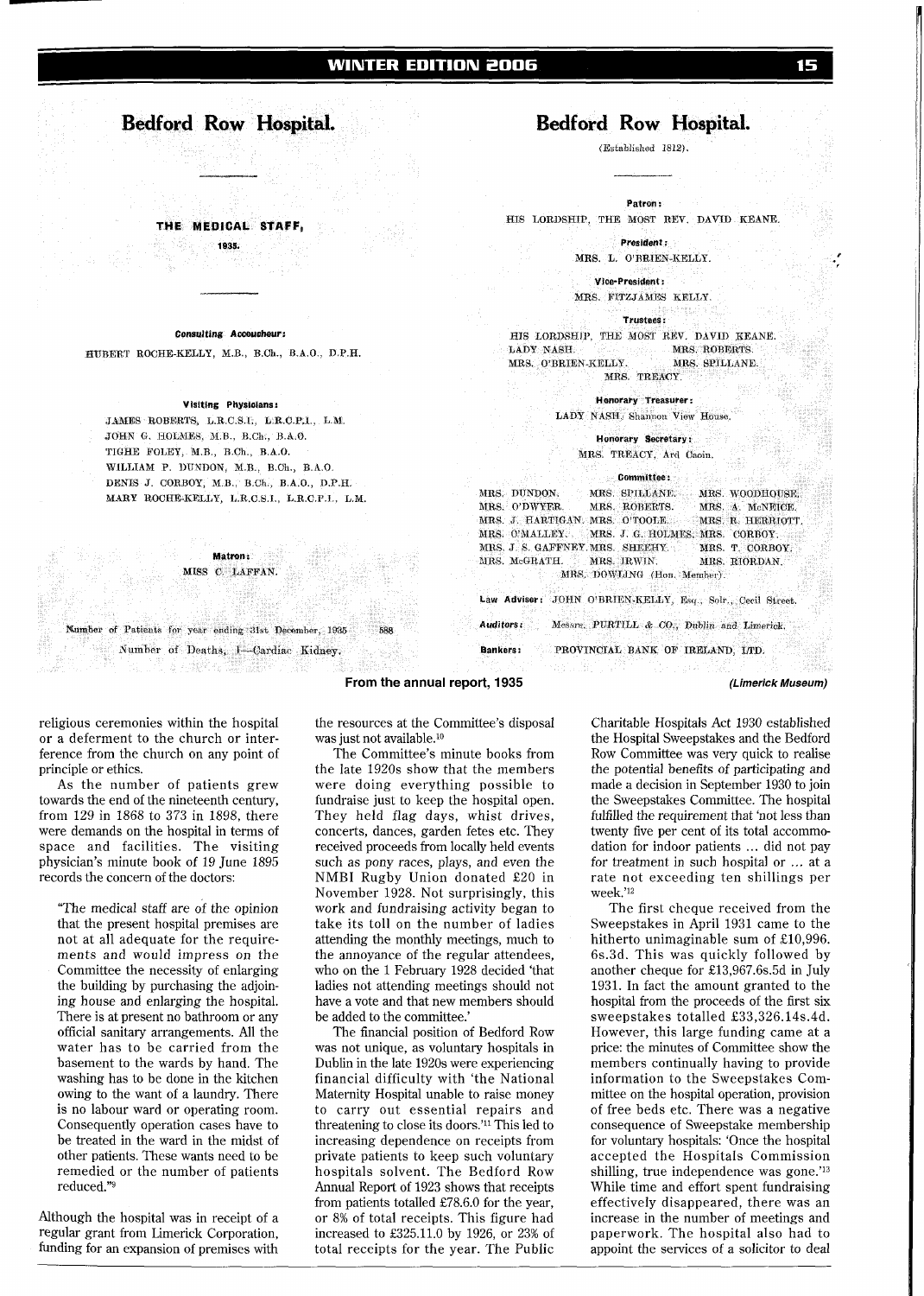## Bedford Row Hospital.

**THE MEDICAL STAFF,**

**1935.**

**Consulting Accoucheur:**

HUBERT ROCHE-KELLY, M.B., B.Ch., B.A.O., D.P.H.

**Visiting Physicians:**

JAMES ROBERTS, L.R.C.S.I., L.R.C.P.I., L.M.
JOHN G. HOLMES, M.B., B.Ch., B.A.O.
TIGHE FOLEY, M.B., B.Ch., B.A.O.
WILLIAM P. DUNDON, M.B., B.Ch., B.A.O.
DENIS J. CORBOY, M.B., B.Ch., B.A.O., D.P.H.
MARY ROCHE-KELLY, L.R.C.S.I., L.R.C.P.I., L.M.

**Matron:**
MISS C. LAFFAN.

Number of Patients for year ending 31st December, 1935 588
Number of Deaths, 1—Cardiac Kidney.

## Bedford Row Hospital.

(Established 1812).

**Patron:**
HIS LORDSHIP, THE MOST REV. DAVID KEANE.

**President:**
MRS. L. O'BRIEN-KELLY.

**Vice-President:**
MRS. FITZJAMES KELLY.

**Trustees:**
HIS LORDSHIP, THE MOST REV. DAVID KEANE.
LADY NASH. MRS. ROBERTS.
MRS. O'BRIEN-KELLY. MRS. SPILLANE.
MRS. TREACY.

**Honorary Treasurer:**
LADY NASH, Shannon View House.

**Honorary Secretary:**
MRS. TREACY, Ard Caoin.

**Committee:**

MRS. DUNDON. MRS. SPILLANE. MRS. WOODHOUSE.
MRS. O'DWYER. MRS. ROBERTS. MRS. A. McNEICE.
MRS. J. HARTIGAN. MRS. O'TOOLE. MRS. R. HERRIOTT.
MRS. O'MALLEY. MRS. J. G. HOLMES. MRS. CORBOY.
MRS. J. S. GAFFNEY. MRS. SHEEHY. MRS. T. CORBOY.
MRS. McGRATH. MRS. IRWIN. MRS. RIORDAN.
MRS. DOWLING (Hon. Member).

**Law Adviser:** JOHN O'BRIEN-KELLY, Esq., Solr., Cecil Street.

**Auditors:** Messrs. PURTILL & CO., Dublin and Limerick.

**Bankers:** PROVINCIAL BANK OF IRELAND, LTD.

**From the annual report, 1935** *(Limerick Museum)*

religious ceremonies within the hospital or a deferment to the church or interference from the church on any point of principle or ethics.

As the number of patients grew towards the end of the nineteenth century, from 129 in 1868 to 373 in 1898, there were demands on the hospital in terms of space and facilities. The visiting physician's minute book of 19 June 1895 records the concern of the doctors:

> "The medical staff are of the opinion that the present hospital premises are not at all adequate for the requirements and would impress on the Committee the necessity of enlarging the building by purchasing the adjoining house and enlarging the hospital. There is at present no bathroom or any official sanitary arrangements. All the water has to be carried from the basement to the wards by hand. The washing has to be done in the kitchen owing to the want of a laundry. There is no labour ward or operating room. Consequently operation cases have to be treated in the ward in the midst of other patients. These wants need to be remedied or the number of patients reduced."[9]

Although the hospital was in receipt of a regular grant from Limerick Corporation, funding for an expansion of premises with the resources at the Committee's disposal was just not available.[10]

The Committee's minute books from the late 1920s show that the members were doing everything possible to fundraise just to keep the hospital open. They held flag days, whist drives, concerts, dances, garden fetes etc. They received proceeds from locally held events such as pony races, plays, and even the NMBI Rugby Union donated £20 in November 1928. Not surprisingly, this work and fundraising activity began to take its toll on the number of ladies attending the monthly meetings, much to the annoyance of the regular attendees, who on the 1 February 1928 decided 'that ladies not attending meetings should not have a vote and that new members should be added to the committee.'

The financial position of Bedford Row was not unique, as voluntary hospitals in Dublin in the late 1920s were experiencing financial difficulty with 'the National Maternity Hospital unable to raise money to carry out essential repairs and threatening to close its doors.'[11] This led to increasing dependence on receipts from private patients to keep such voluntary hospitals solvent. The Bedford Row Annual Report of 1923 shows that receipts from patients totalled £78.6.0 for the year, or 8% of total receipts. This figure had increased to £325.11.0 by 1926, or 23% of total receipts for the year. The Public Charitable Hospitals Act 1930 established the Hospital Sweepstakes and the Bedford Row Committee was very quick to realise the potential benefits of participating and made a decision in September 1930 to join the Sweepstakes Committee. The hospital fulfilled the requirement that 'not less than twenty five per cent of its total accommodation for indoor patients ... did not pay for treatment in such hospital or ... at a rate not exceeding ten shillings per week.'[12]

The first cheque received from the Sweepstakes in April 1931 came to the hitherto unimaginable sum of £10,996. 6s.3d. This was quickly followed by another cheque for £13,967.6s.5d in July 1931. In fact the amount granted to the hospital from the proceeds of the first six sweepstakes totalled £33,326.14s.4d. However, this large funding came at a price: the minutes of Committee show the members continually having to provide information to the Sweepstakes Committee on the hospital operation, provision of free beds etc. There was a negative consequence of Sweepstake membership for voluntary hospitals: 'Once the hospital accepted the Hospitals Commission shilling, true independence was gone.'[13] While time and effort spent fundraising effectively disappeared, there was an increase in the number of meetings and paperwork. The hospital also had to appoint the services of a solicitor to deal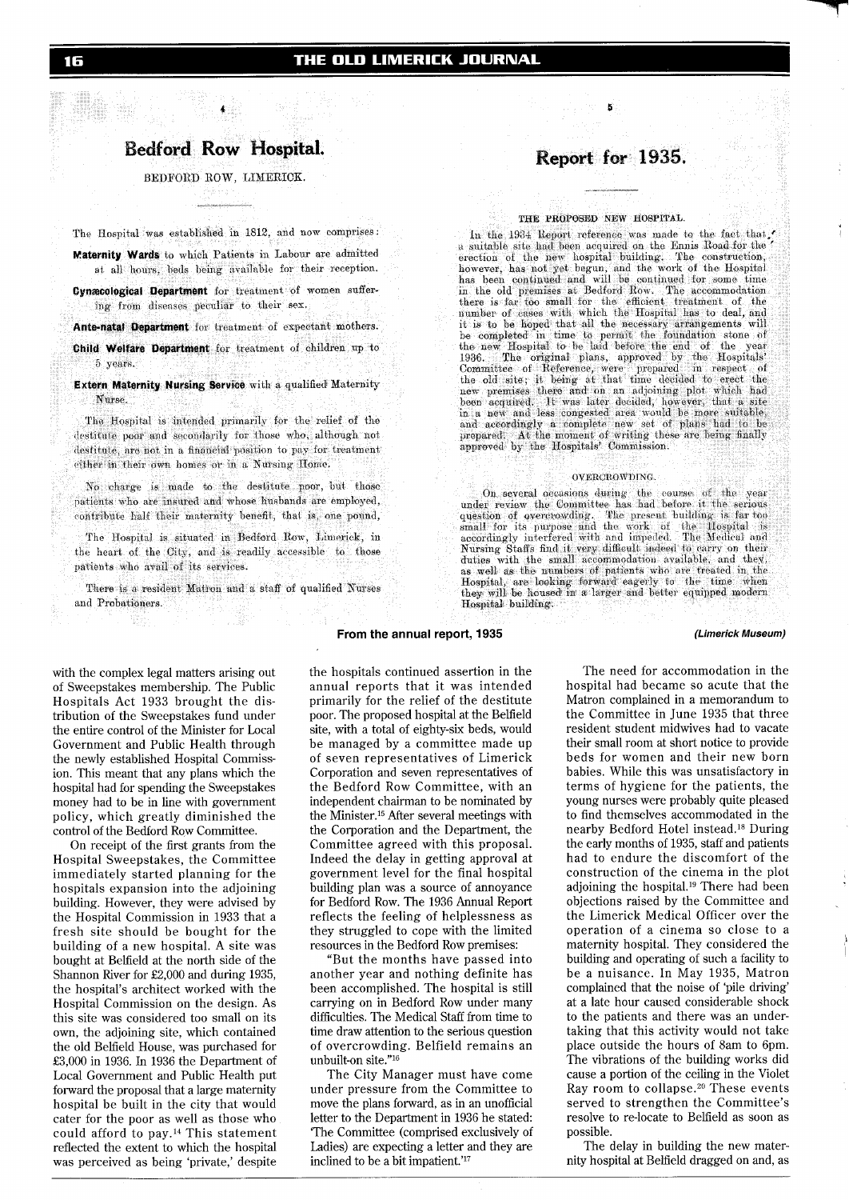## Bedford Row Hospital.

BEDFORD ROW, LIMERICK.

The Hospital was established in 1812, and now comprises:

**Maternity Wards** to which Patients in Labour are admitted at all hours, beds being available for their reception.

**Gynæcological Department** for treatment of women suffering from diseases peculiar to their sex.

**Ante-natal Department** for treatment of expectant mothers.

**Child Welfare Department** for treatment of children up to 5 years.

**Extern Maternity Nursing Service** with a qualified Maternity Nurse.

The Hospital is intended primarily for the relief of the destitute poor and secondarily for those who, although not destitute, are not in a financial position to pay for treatment either in their own homes or in a Nursing Home.

No charge is made to the destitute poor, but those patients who are insured and whose husbands are employed, contribute half their maternity benefit, that is, one pound.

The Hospital is situated in Bedford Row, Limerick, in the heart of the City, and is readily accessible to those patients who avail of its services.

There is a resident Matron and a staff of qualified Nurses and Probationers.

## Report for 1935.

THE PROPOSED NEW HOSPITAL.

In the 1934 Report reference was made to the fact that, a suitable site had been acquired on the Ennis Road for the erection of the new hospital building. The construction, however, has not yet begun, and the work of the Hospital has been continued and will be continued for some time in the old premises at Bedford Row. The accommodation there is far too small for the efficient treatment of the number of cases with which the Hospital has to deal, and it is to be hoped that all the necessary arrangements will be completed in time to permit the foundation stone of the new Hospital to be laid before the end of the year 1936. The original plans, approved by the Hospitals' Committee of Reference, were prepared in respect of the old site; it being at that time decided to erect the new premises there and on an adjoining plot which had been acquired. It was later decided, however, that a site in a new and less congested area would be more suitable, and accordingly a complete new set of plans had to be prepared. At the moment of writing these are being finally approved by the Hospitals' Commission.

OVERCROWDING.

On several occasions during the course of the year under review the Committee has had before it the serious question of overcrowding. The present building is far too small for its purpose and the work of the Hospital is accordingly interfered with and impeded. The Medical and Nursing Staffs find it very difficult indeed to carry on their duties with the small accommodation available, and they, as well as the numbers of patients who are treated in the Hospital, are looking forward eagerly to the time when they will be housed in a larger and better equipped modern Hospital building.

**From the annual report, 1935** *(Limerick Museum)*

with the complex legal matters arising out of Sweepstakes membership. The Public Hospitals Act 1933 brought the distribution of the Sweepstakes fund under the entire control of the Minister for Local Government and Public Health through the newly established Hospital Commission. This meant that any plans which the hospital had for spending the Sweepstakes money had to be in line with government policy, which greatly diminished the control of the Bedford Row Committee.

On receipt of the first grants from the Hospital Sweepstakes, the Committee immediately started planning for the hospitals expansion into the adjoining building. However, they were advised by the Hospital Commission in 1933 that a fresh site should be bought for the building of a new hospital. A site was bought at Belfield at the north side of the Shannon River for £2,000 and during 1935, the hospital's architect worked with the Hospital Commission on the design. As this site was considered too small on its own, the adjoining site, which contained the old Belfield House, was purchased for £3,000 in 1936. In 1936 the Department of Local Government and Public Health put forward the proposal that a large maternity hospital be built in the city that would cater for the poor as well as those who could afford to pay.[14] This statement reflected the extent to which the hospital was perceived as being 'private,' despite the hospitals continued assertion in the annual reports that it was intended primarily for the relief of the destitute poor. The proposed hospital at the Belfield site, with a total of eighty-six beds, would be managed by a committee made up of seven representatives of Limerick Corporation and seven representatives of the Bedford Row Committee, with an independent chairman to be nominated by the Minister.[15] After several meetings with the Corporation and the Department, the Committee agreed with this proposal. Indeed the delay in getting approval at government level for the final hospital building plan was a source of annoyance for Bedford Row. The 1936 Annual Report reflects the feeling of helplessness as they struggled to cope with the limited resources in the Bedford Row premises:

"But the months have passed into another year and nothing definite has been accomplished. The hospital is still carrying on in Bedford Row under many difficulties. The Medical Staff from time to time draw attention to the serious question of overcrowding. Belfield remains an unbuilt-on site."[16]

The City Manager must have come under pressure from the Committee to move the plans forward, as in an unofficial letter to the Department in 1936 he stated: 'The Committee (comprised exclusively of Ladies) are expecting a letter and they are inclined to be a bit impatient.'[17]

The need for accommodation in the hospital had became so acute that the Matron complained in a memorandum to the Committee in June 1935 that three resident student midwives had to vacate their small room at short notice to provide beds for women and their new born babies. While this was unsatisfactory in terms of hygiene for the patients, the young nurses were probably quite pleased to find themselves accommodated in the nearby Bedford Hotel instead.[18] During the early months of 1935, staff and patients had to endure the discomfort of the construction of the cinema in the plot adjoining the hospital.[19] There had been objections raised by the Committee and the Limerick Medical Officer over the operation of a cinema so close to a maternity hospital. They considered the building and operating of such a facility to be a nuisance. In May 1935, Matron complained that the noise of 'pile driving' at a late hour caused considerable shock to the patients and there was an undertaking that this activity would not take place outside the hours of 8am to 6pm. The vibrations of the building works did cause a portion of the ceiling in the Violet Ray room to collapse.[20] These events served to strengthen the Committee's resolve to re-locate to Belfield as soon as possible.

The delay in building the new maternity hospital at Belfield dragged on and, as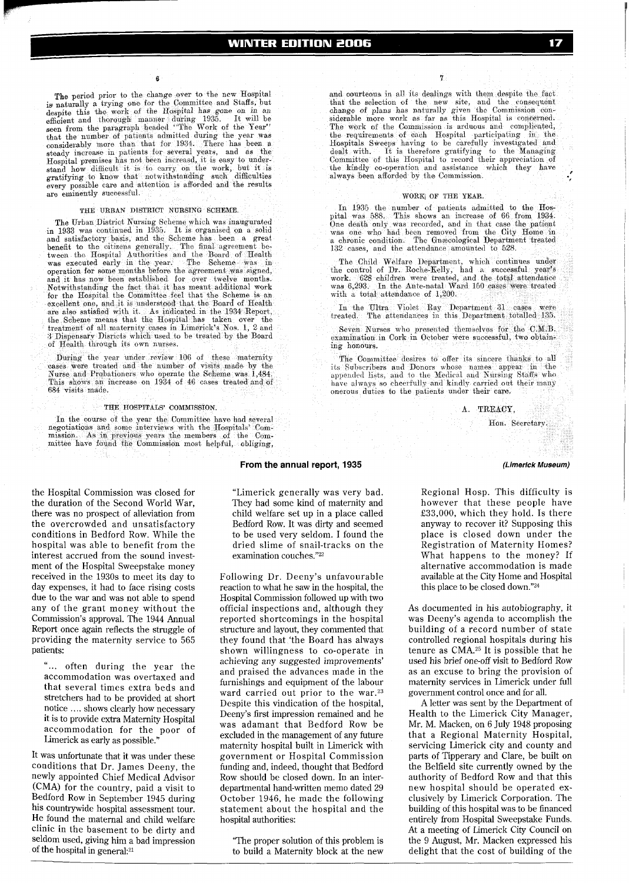The period prior to the change over to the new Hospital is naturally a trying one for the Committee and Staffs, but despite this the work of the Hospital has gone on in an efficient and thorough manner during 1935. It will be seen from the paragraph headed "The Work of the Year" that the number of patients admitted during the year was considerably more than that for 1934. There has been a steady increase in patients for several years, and as the Hospital premises has not been increased, it is easy to understand how difficult it is to carry on the work, but it is gratifying to know that notwithstanding such difficulties every possible care and attention is afforded and the results are eminently successful.

THE URBAN DISTRICT NURSING SCHEME.

The Urban District Nursing Scheme which was inaugurated in 1933 was continued in 1935. It is organised on a solid and satisfactory basis, and the Scheme has been a great benefit to the citizens generally. The final agreement between the Hospital Authorities and the Board of Health was executed early in the year. The Scheme was in operation for some months before the agreement was signed, and it has now been established for over twelve months. Notwithstanding the fact that it has meant additional work for the Hospital the Committee feel that the Scheme is an excellent one, and it is understood that the Board of Health are also satisfied with it. As indicated in the 1934 Report, the Scheme means that the Hospital has taken over the treatment of all maternity cases in Limerick's Nos. 1, 2 and 3 Dispensary Disricts which used to be treated by the Board of Health through its own nurses.

During the year under review 106 of these maternity cases were treated and the number of visits made by the Nurse and Probationers who operate the Scheme was 1,484. This shows an increase on 1934 of 46 cases treated and of 684 visits made.

THE HOSPITALS' COMMISSION.

In the course of the year the Committee have had several negotiations and some interviews with the Hospitals' Commission. As in previous years the members of the Committee have found the Commission most helpful, obliging, and courteous in all its dealings with them despite the fact that the selection of the new site, and the consequent change of plans has naturally given the Commission considerable more work as far as this Hospital is concerned. The work of the Commission is arduous and complicated, the requirements of each Hospital participating in the Hospitals Sweeps having to be carefully investigated and dealt with. It is therefore gratifying to the Managing Committee of this Hospital to record their appreciation of the kindly co-operation and assistance which they have always been afforded by the Commission.

WORK OF THE YEAR.

In 1935 the number of patients admitted to the Hospital was 588. This shows an increase of 66 from 1934. One death only was recorded, and in that case the patient was one who had been removed from the City Home in a chronic condition. The Gynæcological Department treated 132 cases, and the attendance amounted to 528.

The Child Welfare Department, which continues under the control of Dr. Roche-Kelly, had a successful year's work. 628 children were treated, and the total attendance was 6,293. In the Ante-natal Ward 150 cases were treated with a total attendance of 1,200.

In the Ultra Violet Ray Department 31 cases were treated. The attendances in this Department totalled 135.

Seven Nurses who presented themselves for the C.M.B. examination in Cork in October were successful, two obtaining honours.

The Committee desires to offer its sincere thanks to all its Subscribers and Donors whose names appear in the appended lists, and to the Medical and Nursing Staffs who have always so cheerfully and kindly carried out their many onerous duties to the patients under their care.

A. TREACY,

Hon. Secretary.

**From the annual report, 1935** *(Limerick Museum)*

the Hospital Commission was closed for the duration of the Second World War, there was no prospect of alleviation from the overcrowded and unsatisfactory conditions in Bedford Row. While the hospital was able to benefit from the interest accrued from the sound investment of the Hospital Sweepstake money received in the 1930s to meet its day to day expenses, it had to face rising costs due to the war and was not able to spend any of the grant money without the Commission's approval. The 1944 Annual Report once again reflects the struggle of providing the maternity service to 565 patients:

> "... often during the year the accommodation was overtaxed and that several times extra beds and stretchers had to be provided at short notice .... shows clearly how necessary it is to provide extra Maternity Hospital accommodation for the poor of Limerick as early as possible."

It was unfortunate that it was under these conditions that Dr. James Deeny, the newly appointed Chief Medical Advisor (CMA) for the country, paid a visit to Bedford Row in September 1945 during his countrywide hospital assessment tour. He found the maternal and child welfare clinic in the basement to be dirty and seldom used, giving him a bad impression of the hospital in general:[21]

> "Limerick generally was very bad. They had some kind of maternity and child welfare set up in a place called Bedford Row. It was dirty and seemed to be used very seldom. I found the dried slime of snail-tracks on the examination couches."[22]

Following Dr. Deeny's unfavourable reaction to what he saw in the hospital, the Hospital Commission followed up with two official inspections and, although they reported shortcomings in the hospital structure and layout, they commented that they found that 'the Board has always shown willingness to co-operate in achieving any suggested improvements' and praised the advances made in the furnishings and equipment of the labour ward carried out prior to the war.[23] Despite this vindication of the hospital, Deeny's first impression remained and he was adamant that Bedford Row be excluded in the management of any future maternity hospital built in Limerick with government or Hospital Commission funding and, indeed, thought that Bedford Row should be closed down. In an inter-departmental hand-written memo dated 29 October 1946, he made the following statement about the hospital and the hospital authorities:

> "The proper solution of this problem is to build a Maternity block at the new Regional Hosp. This difficulty is however that these people have £33,000, which they hold. Is there anyway to recover it? Supposing this place is closed down under the Registration of Maternity Homes? What happens to the money? If alternative accommodation is made available at the City Home and Hospital this place to be closed down."[24]

As documented in his autobiography, it was Deeny's agenda to accomplish the building of a record number of state controlled regional hospitals during his tenure as CMA.[25] It is possible that he used his brief one-off visit to Bedford Row as an excuse to bring the provision of maternity services in Limerick under full government control once and for all.

A letter was sent by the Department of Health to the Limerick City Manager, Mr. M. Macken, on 6 July 1948 proposing that a Regional Maternity Hospital, servicing Limerick city and county and parts of Tipperary and Clare, be built on the Belfield site currently owned by the authority of Bedford Row and that this new hospital should be operated exclusively by Limerick Corporation. The building of this hospital was to be financed entirely from Hospital Sweepstake Funds. At a meeting of Limerick City Council on the 9 August, Mr. Macken expressed his delight that the cost of building of the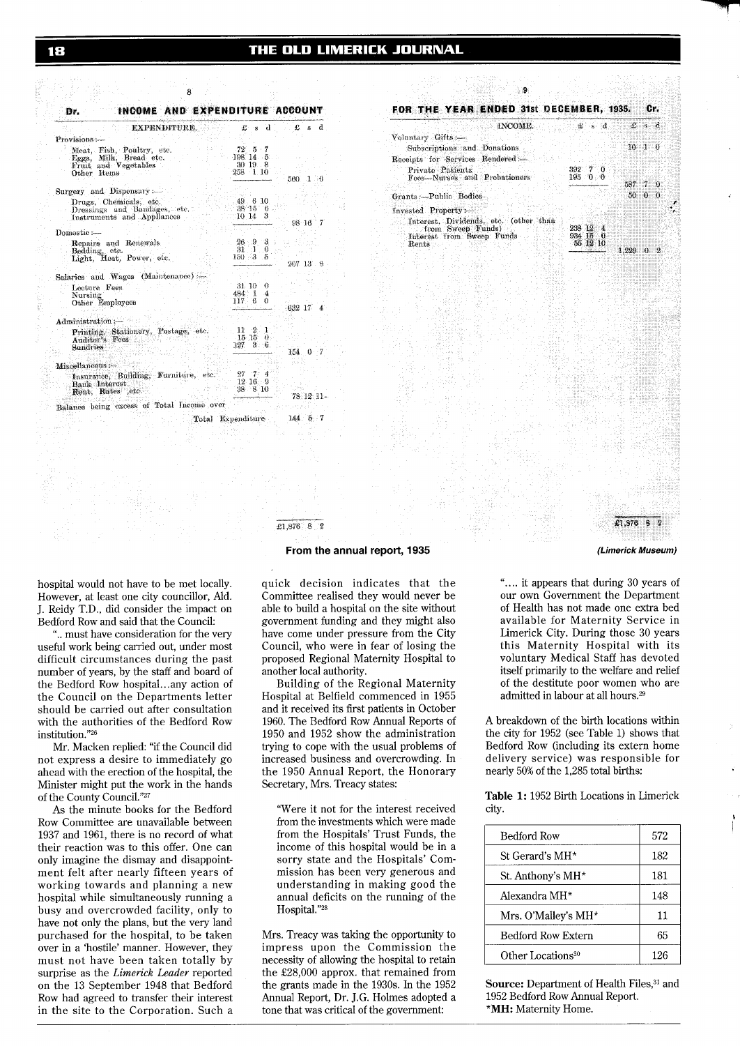8

9

**Dr. INCOME AND EXPENDITURE ACCOUNT FOR THE YEAR ENDED 31st DECEMBER, 1935. Cr.**

| EXPENDITURE. | £ s d | £ s d |
|---|---|---|
| Provisions:— | | |
| Meat, Fish, Poultry, etc. | 72 5 7 | |
| Eggs, Milk, Bread etc. | 198 14 5 | |
| Fruit and Vegetables | 30 19 8 | |
| Other Items | 258 1 10 | |
| | | 560 1 6 |
| Surgery and Dispensary:— | | |
| Drugs, Chemicals, etc. | 49 6 10 | |
| Dressings and Bandages, etc. | 38 15 6 | |
| Instruments and Appliances | 10 14 3 | |
| | | 98 16 7 |
| Domestic:— | | |
| Repairs and Renewals | 26 9 3 | |
| Bedding, etc. | 31 1 0 | |
| Light, Heat, Power, etc. | 150 3 5 | |
| | | 207 13 8 |
| Salaries and Wages (Maintenance):— | | |
| Lecture Fees | 31 10 0 | |
| Nursing | 484 1 4 | |
| Other Employees | 117 6 0 | |
| | | 632 17 4 |
| Administration:— | | |
| Printing, Stationery, Postage, etc. | 11 2 1 | |
| Auditor's Fees | 15 15 0 | |
| Sundries | 127 3 6 | |
| | | 154 0 7 |
| Miscellaneous:— | | |
| Insurance, Building, Furniture, etc. | 27 7 4 | |
| Bank Interest | 12 16 9 | |
| Rent, Rates, etc. | 38 8 10 | |
| | | 78 12 11 |
| Balance being excess of Total Income over Total Expenditure | | 144 5 7 |
| | | £1,876 8 2 |

| INCOME. | £ s d | £ s d |
|---|---|---|
| Voluntary Gifts:— | | |
| Subscriptions and Donations | | 10 1 0 |
| Receipts for Services Rendered:— | | |
| Private Patients | 392 7 0 | |
| Fees—Nurses and Probationers | 195 0 0 | |
| | | 587 7 0 |
| Grants:—Public Bodies | | 50 0 0 |
| Invested Property:— | | |
| Interest, Dividends, etc. (other than from Sweep Funds) | 238 12 4 | |
| Interest from Sweep Funds | 934 15 0 | |
| Rents | 55 12 10 | |
| | | 1,229 0 2 |
| | | £1,876 8 2 |

**From the annual report, 1935** *(Limerick Museum)*

hospital would not have to be met locally. However, at least one city councillor, Ald. J. Reidy T.D., did consider the impact on Bedford Row and said that the Council:

".. must have consideration for the very useful work being carried out, under most difficult circumstances during the past number of years, by the staff and board of the Bedford Row hospital...any action of the Council on the Departments letter should be carried out after consultation with the authorities of the Bedford Row institution."[26]

Mr. Macken replied: "if the Council did not express a desire to immediately go ahead with the erection of the hospital, the Minister might put the work in the hands of the County Council."[27]

As the minute books for the Bedford Row Committee are unavailable between 1937 and 1961, there is no record of what their reaction was to this offer. One can only imagine the dismay and disappointment felt after nearly fifteen years of working towards and planning a new hospital while simultaneously running a busy and overcrowded facility, only to have not only the plans, but the very land purchased for the hospital, to be taken over in a 'hostile' manner. However, they must not have been taken totally by surprise as the *Limerick Leader* reported on the 13 September 1948 that Bedford Row had agreed to transfer their interest in the site to the Corporation. Such a quick decision indicates that the Committee realised they would never be able to build a hospital on the site without government funding and they might also have come under pressure from the City Council, who were in fear of losing the proposed Regional Maternity Hospital to another local authority.

Building of the Regional Maternity Hospital at Belfield commenced in 1955 and it received its first patients in October 1960. The Bedford Row Annual Reports of 1950 and 1952 show the administration trying to cope with the usual problems of increased business and overcrowding. In the 1950 Annual Report, the Honorary Secretary, Mrs. Treacy states:

> "Were it not for the interest received from the investments which were made from the Hospitals' Trust Funds, the income of this hospital would be in a sorry state and the Hospitals' Commission has been very generous and understanding in making good the annual deficits on the running of the Hospital."[28]

Mrs. Treacy was taking the opportunity to impress upon the Commission the necessity of allowing the hospital to retain the £28,000 approx. that remained from the grants made in the 1930s. In the 1952 Annual Report, Dr. J.G. Holmes adopted a tone that was critical of the government:

> ".... it appears that during 30 years of our own Government the Department of Health has not made one extra bed available for Maternity Service in Limerick City. During those 30 years this Maternity Hospital with its voluntary Medical Staff has devoted itself primarily to the welfare and relief of the destitute poor women who are admitted in labour at all hours.[29]

A breakdown of the birth locations within the city for 1952 (see Table 1) shows that Bedford Row (including its extern home delivery service) was responsible for nearly 50% of the 1,285 total births:

**Table 1:** 1952 Birth Locations in Limerick city.

| Location | Births |
|---|---|
| Bedford Row | 572 |
| St Gerard's MH* | 182 |
| St. Anthony's MH* | 181 |
| Alexandra MH* | 148 |
| Mrs. O'Malley's MH* | 11 |
| Bedford Row Extern | 65 |
| Other Locations[30] | 126 |

**Source:** Department of Health Files,[31] and 1952 Bedford Row Annual Report.
***MH:** Maternity Home.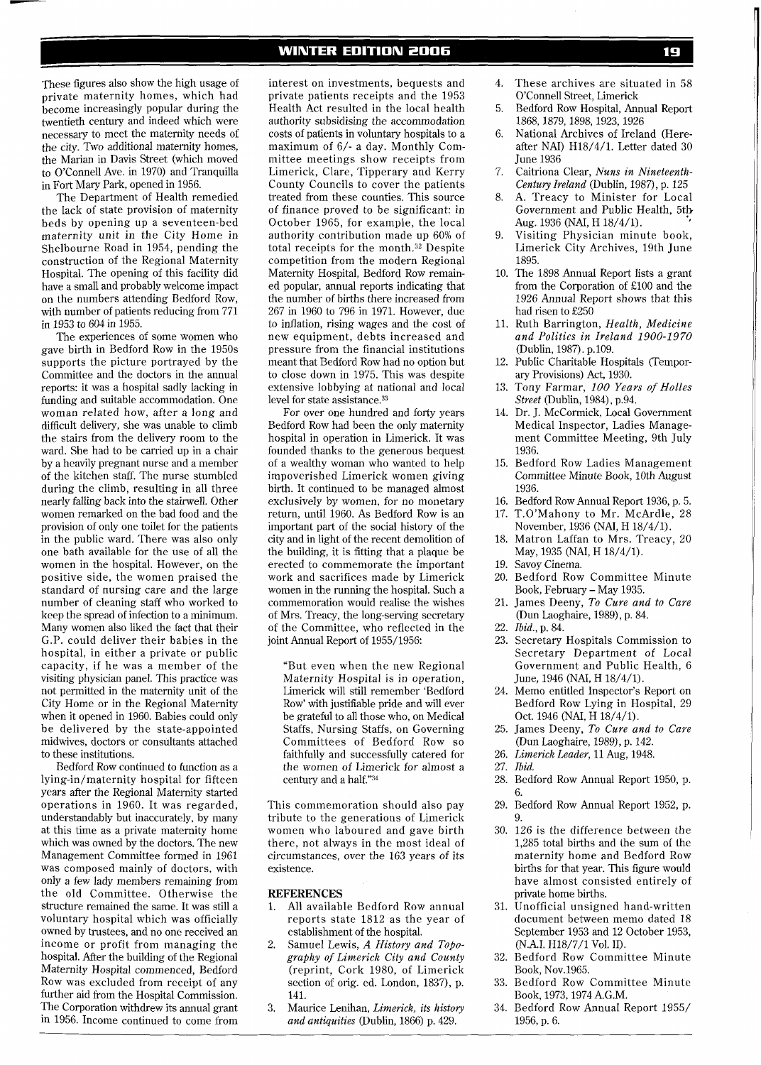These figures also show the high usage of private maternity homes, which had become increasingly popular during the twentieth century and indeed which were necessary to meet the maternity needs of the city. Two additional maternity homes, the Marian in Davis Street (which moved to O'Connell Ave. in 1970) and Tranquilla in Fort Mary Park, opened in 1956.

The Department of Health remedied the lack of state provision of maternity beds by opening up a seventeen-bed maternity unit in the City Home in Shelbourne Road in 1954, pending the construction of the Regional Maternity Hospital. The opening of this facility did have a small and probably welcome impact on the numbers attending Bedford Row, with number of patients reducing from 771 in 1953 to 604 in 1955.

The experiences of some women who gave birth in Bedford Row in the 1950s supports the picture portrayed by the Committee and the doctors in the annual reports: it was a hospital sadly lacking in funding and suitable accommodation. One woman related how, after a long and difficult delivery, she was unable to climb the stairs from the delivery room to the ward. She had to be carried up in a chair by a heavily pregnant nurse and a member of the kitchen staff. The nurse stumbled during the climb, resulting in all three nearly falling back into the stairwell. Other women remarked on the bad food and the provision of only one toilet for the patients in the public ward. There was also only one bath available for the use of all the women in the hospital. However, on the positive side, the women praised the standard of nursing care and the large number of cleaning staff who worked to keep the spread of infection to a minimum. Many women also liked the fact that their G.P. could deliver their babies in the hospital, in either a private or public capacity, if he was a member of the visiting physician panel. This practice was not permitted in the maternity unit of the City Home or in the Regional Maternity when it opened in 1960. Babies could only be delivered by the state-appointed midwives, doctors or consultants attached to these institutions.

Bedford Row continued to function as a lying-in/maternity hospital for fifteen years after the Regional Maternity started operations in 1960. It was regarded, understandably but inaccurately, by many at this time as a private maternity home which was owned by the doctors. The new Management Committee formed in 1961 was composed mainly of doctors, with only a few lady members remaining from the old Committee. Otherwise the structure remained the same. It was still a voluntary hospital which was officially owned by trustees, and no one received an income or profit from managing the hospital. After the building of the Regional Maternity Hospital commenced, Bedford Row was excluded from receipt of any further aid from the Hospital Commission. The Corporation withdrew its annual grant in 1956. Income continued to come from interest on investments, bequests and private patients receipts and the 1953 Health Act resulted in the local health authority subsidising the accommodation costs of patients in voluntary hospitals to a maximum of 6/- a day. Monthly Committee meetings show receipts from Limerick, Clare, Tipperary and Kerry County Councils to cover the patients treated from these counties. This source of finance proved to be significant: in October 1965, for example, the local authority contribution made up 60% of total receipts for the month.[32] Despite competition from the modern Regional Maternity Hospital, Bedford Row remained popular, annual reports indicating that the number of births there increased from 267 in 1960 to 796 in 1971. However, due to inflation, rising wages and the cost of new equipment, debts increased and pressure from the financial institutions meant that Bedford Row had no option but to close down in 1975. This was despite extensive lobbying at national and local level for state assistance.[33]

For over one hundred and forty years Bedford Row had been the only maternity hospital in operation in Limerick. It was founded thanks to the generous bequest of a wealthy woman who wanted to help impoverished Limerick women giving birth. It continued to be managed almost exclusively by women, for no monetary return, until 1960. As Bedford Row is an important part of the social history of the city and in light of the recent demolition of the building, it is fitting that a plaque be erected to commemorate the important work and sacrifices made by Limerick women in the running the hospital. Such a commemoration would realise the wishes of Mrs. Treacy, the long-serving secretary of the Committee, who reflected in the joint Annual Report of 1955/1956:

> "But even when the new Regional Maternity Hospital is in operation, Limerick will still remember 'Bedford Row' with justifiable pride and will ever be grateful to all those who, on Medical Staffs, Nursing Staffs, on Governing Committees of Bedford Row so faithfully and successfully catered for the women of Limerick for almost a century and a half."[34]

This commemoration should also pay tribute to the generations of Limerick women who laboured and gave birth there, not always in the most ideal of circumstances, over the 163 years of its existence.

## REFERENCES

1. All available Bedford Row annual reports state 1812 as the year of establishment of the hospital.
2. Samuel Lewis, *A History and Topography of Limerick City and County* (reprint, Cork 1980, of Limerick section of orig. ed. London, 1837), p. 141.
3. Maurice Lenihan, *Limerick, its history and antiquities* (Dublin, 1866) p. 429.
4. These archives are situated in 58 O'Connell Street, Limerick
5. Bedford Row Hospital, Annual Report 1868, 1879, 1898, 1923, 1926
6. National Archives of Ireland (Hereafter NAI) H18/4/1. Letter dated 30 June 1936
7. Caitriona Clear, *Nuns in Nineteenth-Century Ireland* (Dublin, 1987), p. 125
8. A. Treacy to Minister for Local Government and Public Health, 5th Aug. 1936 (NAI, H 18/4/1).
9. Visiting Physician minute book, Limerick City Archives, 19th June 1895.
10. The 1898 Annual Report lists a grant from the Corporation of £100 and the 1926 Annual Report shows that this had risen to £250
11. Ruth Barrington, *Health, Medicine and Politics in Ireland 1900-1970* (Dublin, 1987). p.109.
12. Public Charitable Hospitals (Temporary Provisions) Act, 1930.
13. Tony Farmar, *100 Years of Holles Street* (Dublin, 1984), p.94.
14. Dr. J. McCormick, Local Government Medical Inspector, Ladies Management Committee Meeting, 9th July 1936.
15. Bedford Row Ladies Management Committee Minute Book, 10th August 1936.
16. Bedford Row Annual Report 1936, p. 5.
17. T.O'Mahony to Mr. McArdle, 28 November, 1936 (NAI, H 18/4/1).
18. Matron Laffan to Mrs. Treacy, 20 May, 1935 (NAI, H 18/4/1).
19. Savoy Cinema.
20. Bedford Row Committee Minute Book, February – May 1935.
21. James Deeny, *To Cure and to Care* (Dun Laoghaire, 1989), p. 84.
22. *Ibid.*, p. 84.
23. Secretary Hospitals Commission to Secretary Department of Local Government and Public Health, 6 June, 1946 (NAI, H 18/4/1).
24. Memo entitled Inspector's Report on Bedford Row Lying in Hospital, 29 Oct. 1946 (NAI, H 18/4/1).
25. James Deeny, *To Cure and to Care* (Dun Laoghaire, 1989), p. 142.
26. *Limerick Leader*, 11 Aug, 1948.
27. *Ibid.*
28. Bedford Row Annual Report 1950, p. 6.
29. Bedford Row Annual Report 1952, p. 9.
30. 126 is the difference between the 1,285 total births and the sum of the maternity home and Bedford Row births for that year. This figure would have almost consisted entirely of private home births.
31. Unofficial unsigned hand-written document between memo dated 18 September 1953 and 12 October 1953, (N.A.I. H18/7/1 Vol. II).
32. Bedford Row Committee Minute Book, Nov.1965.
33. Bedford Row Committee Minute Book, 1973, 1974 A.G.M.
34. Bedford Row Annual Report 1955/1956, p. 6.